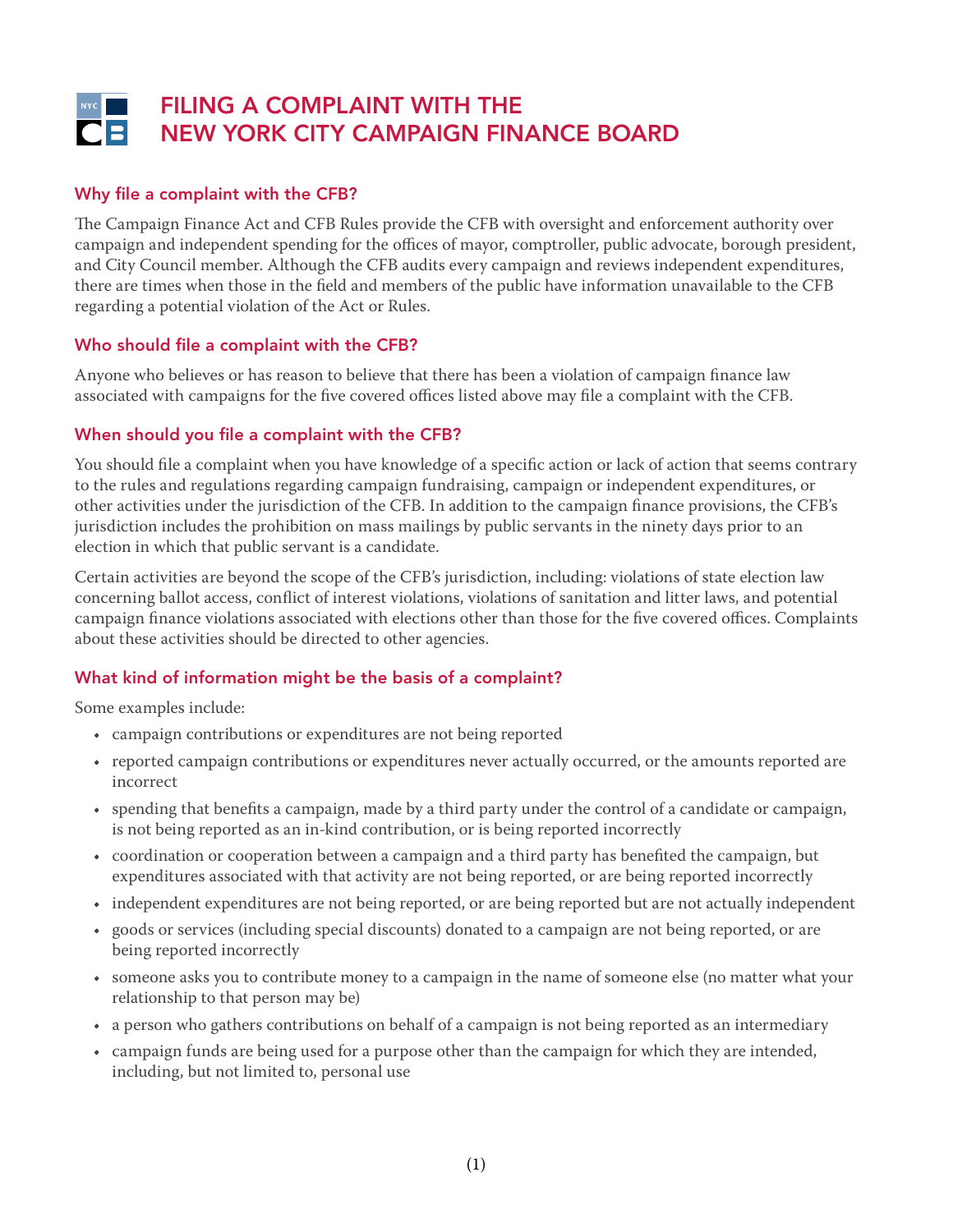# FILING A COMPLAINT WITH THE NEW YORK CITY CAMPAIGN FINANCE BOARD

## Why file a complaint with the CFB?

The Campaign Finance Act and CFB Rules provide the CFB with oversight and enforcement authority over campaign and independent spending for the offices of mayor, comptroller, public advocate, borough president, and City Council member. Although the CFB audits every campaign and reviews independent expenditures, there are times when those in the field and members of the public have information unavailable to the CFB regarding a potential violation of the Act or Rules.

## Who should file a complaint with the CFB?

Anyone who believes or has reason to believe that there has been a violation of campaign finance law associated with campaigns for the five covered offices listed above may file a complaint with the CFB.

## When should you file a complaint with the CFB?

You should file a complaint when you have knowledge of a specific action or lack of action that seems contrary to the rules and regulations regarding campaign fundraising, campaign or independent expenditures, or other activities under the jurisdiction of the CFB. In addition to the campaign finance provisions, the CFB's jurisdiction includes the prohibition on mass mailings by public servants in the ninety days prior to an election in which that public servant is a candidate.

Certain activities are beyond the scope of the CFB's jurisdiction, including: violations of state election law concerning ballot access, conflict of interest violations, violations of sanitation and litter laws, and potential campaign finance violations associated with elections other than those for the five covered offices. Complaints about these activities should be directed to other agencies.

## What kind of information might be the basis of a complaint?

Some examples include:

- campaign contributions or expenditures are not being reported
- reported campaign contributions or expenditures never actually occurred, or the amounts reported are incorrect
- spending that benefits a campaign, made by a third party under the control of a candidate or campaign, is not being reported as an in-kind contribution, or is being reported incorrectly
- coordination or cooperation between a campaign and a third party has benefited the campaign, but expenditures associated with that activity are not being reported, or are being reported incorrectly
- independent expenditures are not being reported, or are being reported but are not actually independent
- goods or services (including special discounts) donated to a campaign are not being reported, or are being reported incorrectly
- someone asks you to contribute money to a campaign in the name of someone else (no matter what your relationship to that person may be)
- a person who gathers contributions on behalf of a campaign is not being reported as an intermediary
- campaign funds are being used for a purpose other than the campaign for which they are intended, including, but not limited to, personal use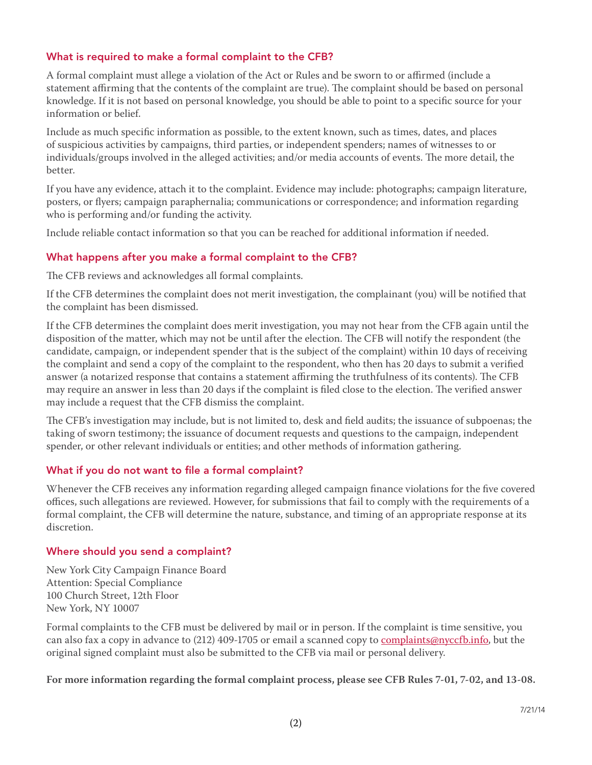## What is required to make a formal complaint to the CFB?

A formal complaint must allege a violation of the Act or Rules and be sworn to or affirmed (include a statement affirming that the contents of the complaint are true). The complaint should be based on personal knowledge. If it is not based on personal knowledge, you should be able to point to a specific source for your information or belief.

Include as much specific information as possible, to the extent known, such as times, dates, and places of suspicious activities by campaigns, third parties, or independent spenders; names of witnesses to or individuals/groups involved in the alleged activities; and/or media accounts of events. The more detail, the better.

If you have any evidence, attach it to the complaint. Evidence may include: photographs; campaign literature, posters, or flyers; campaign paraphernalia; communications or correspondence; and information regarding who is performing and/or funding the activity.

Include reliable contact information so that you can be reached for additional information if needed.

## What happens after you make a formal complaint to the CFB?

The CFB reviews and acknowledges all formal complaints.

If the CFB determines the complaint does not merit investigation, the complainant (you) will be notified that the complaint has been dismissed.

If the CFB determines the complaint does merit investigation, you may not hear from the CFB again until the disposition of the matter, which may not be until after the election. The CFB will notify the respondent (the candidate, campaign, or independent spender that is the subject of the complaint) within 10 days of receiving the complaint and send a copy of the complaint to the respondent, who then has 20 days to submit a verified answer (a notarized response that contains a statement affirming the truthfulness of its contents). The CFB may require an answer in less than 20 days if the complaint is filed close to the election. The verified answer may include a request that the CFB dismiss the complaint.

The CFB's investigation may include, but is not limited to, desk and field audits; the issuance of subpoenas; the taking of sworn testimony; the issuance of document requests and questions to the campaign, independent spender, or other relevant individuals or entities; and other methods of information gathering.

## What if you do not want to file a formal complaint?

Whenever the CFB receives any information regarding alleged campaign finance violations for the five covered offices, such allegations are reviewed. However, for submissions that fail to comply with the requirements of a formal complaint, the CFB will determine the nature, substance, and timing of an appropriate response at its discretion.

## Where should you send a complaint?

New York City Campaign Finance Board
Attention: Special Compliance
100 Church Street, 12th Floor
New York, NY 10007

Formal complaints to the CFB must be delivered by mail or in person. If the complaint is time sensitive, you can also fax a copy in advance to (212) 409-1705 or email a scanned copy to complaints@nyccfb.info, but the original signed complaint must also be submitted to the CFB via mail or personal delivery.

**For more information regarding the formal complaint process, please see CFB Rules 7-01, 7-02, and 13-08.**

7/21/14